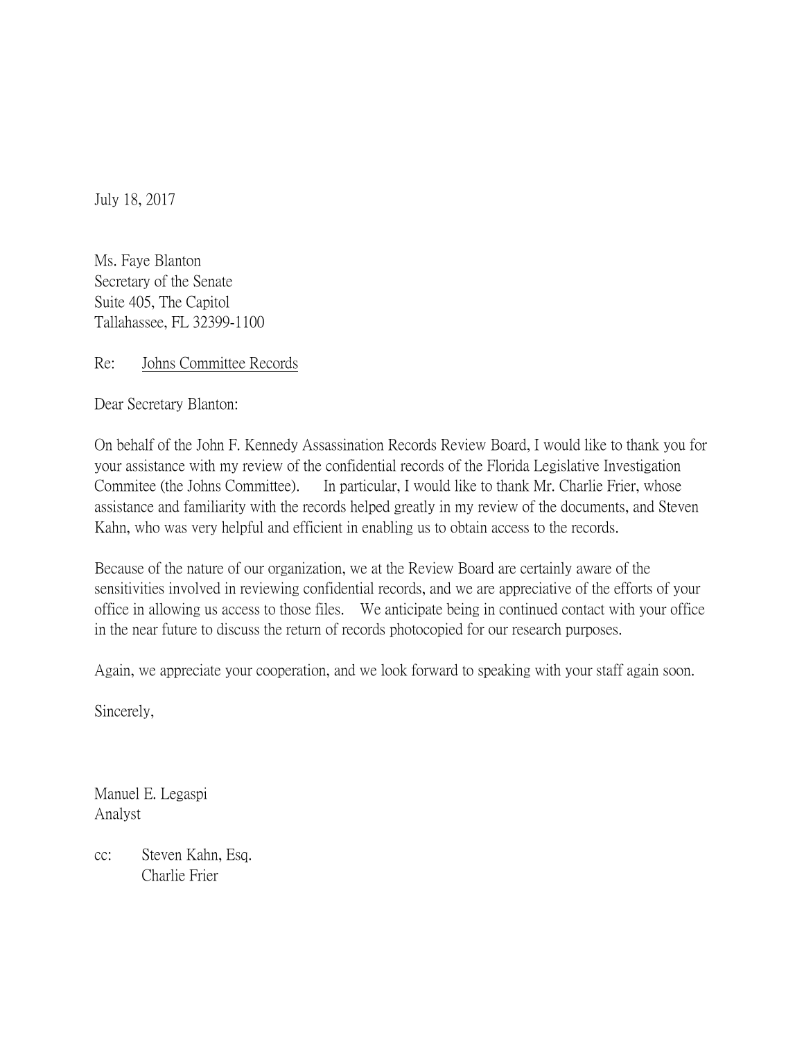July 18, 2017

Ms. Faye Blanton  
Secretary of the Senate  
Suite 405, The Capitol  
Tallahassee, FL 32399-1100

Re: <u>Johns Committee Records</u>

Dear Secretary Blanton:

On behalf of the John F. Kennedy Assassination Records Review Board, I would like to thank you for your assistance with my review of the confidential records of the Florida Legislative Investigation Commitee (the Johns Committee). In particular, I would like to thank Mr. Charlie Frier, whose assistance and familiarity with the records helped greatly in my review of the documents, and Steven Kahn, who was very helpful and efficient in enabling us to obtain access to the records.

Because of the nature of our organization, we at the Review Board are certainly aware of the sensitivities involved in reviewing confidential records, and we are appreciative of the efforts of your office in allowing us access to those files. We anticipate being in continued contact with your office in the near future to discuss the return of records photocopied for our research purposes.

Again, we appreciate your cooperation, and we look forward to speaking with your staff again soon.

Sincerely,

Manuel E. Legaspi  
Analyst

cc: Steven Kahn, Esq.  
Charlie Frier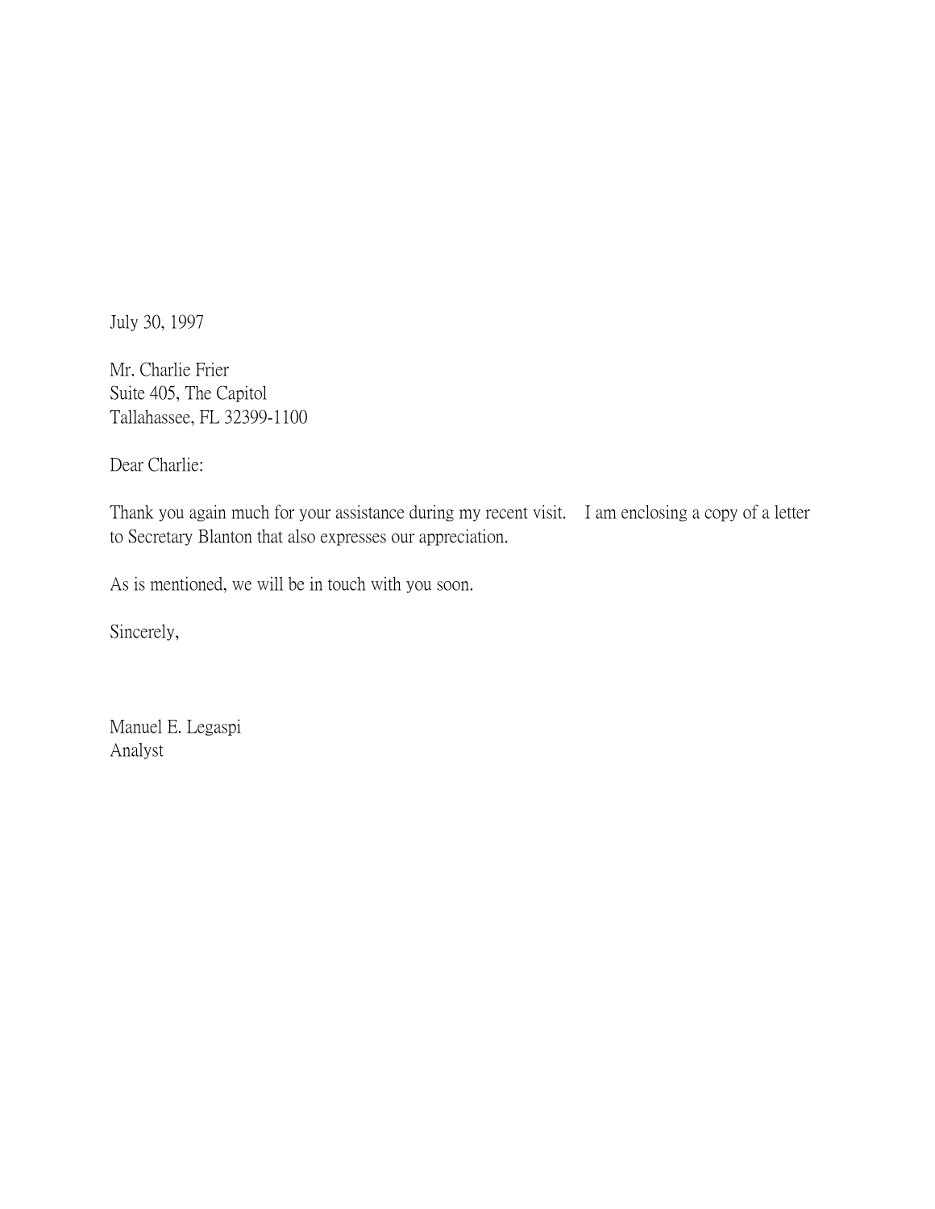July 30, 1997

Mr. Charlie Frier
Suite 405, The Capitol
Tallahassee, FL 32399-1100

Dear Charlie:

Thank you again much for your assistance during my recent visit. I am enclosing a copy of a letter to Secretary Blanton that also expresses our appreciation.

As is mentioned, we will be in touch with you soon.

Sincerely,

Manuel E. Legaspi
Analyst